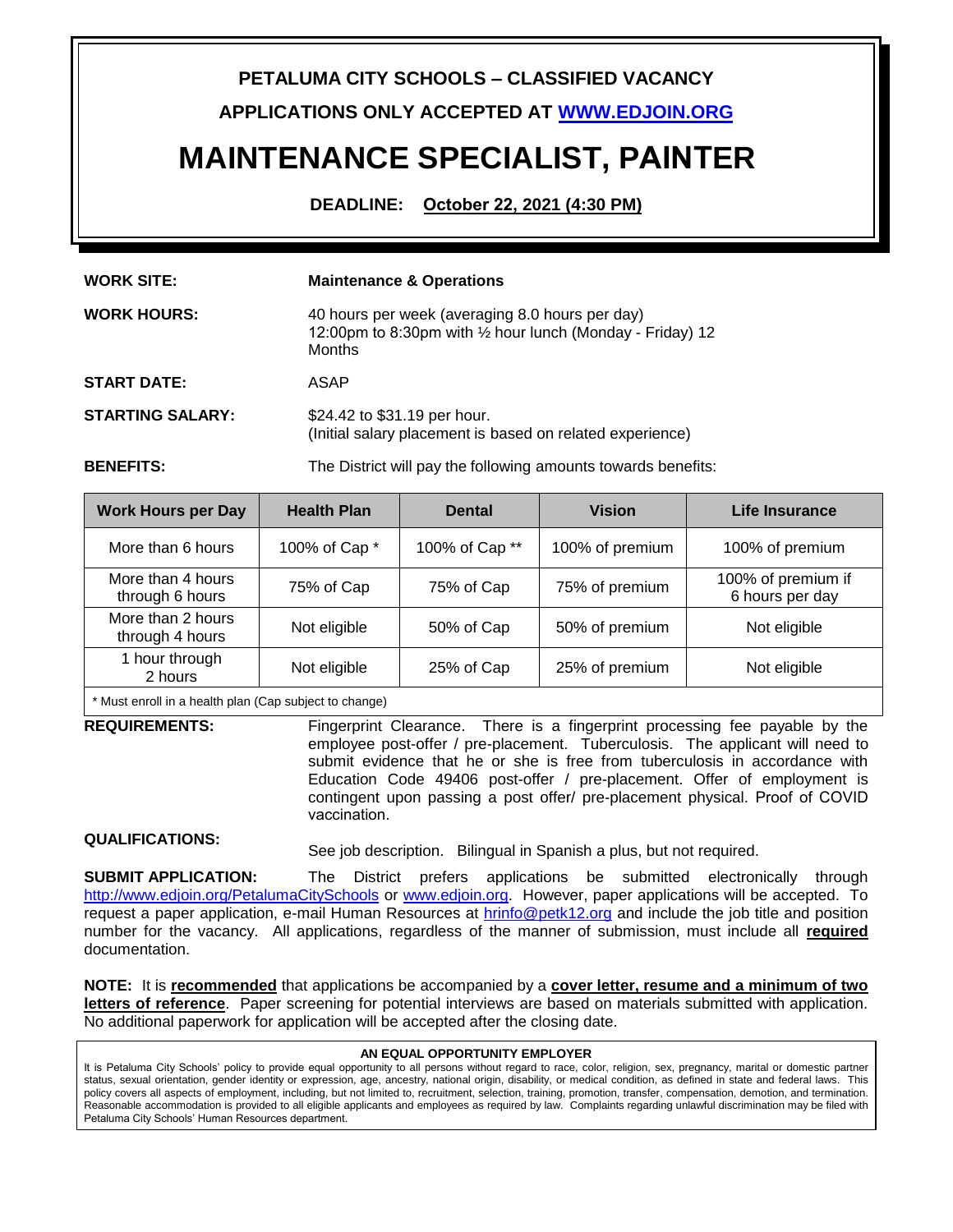**PETALUMA CITY SCHOOLS – CLASSIFIED VACANCY**

**APPLICATIONS ONLY ACCEPTED AT [WWW.EDJOIN.ORG](http://www.edjoin.org)**

# MAINTENANCE SPECIALIST, PAINTER

**DEADLINE: October 22, 2021 (4:30 PM)**

**WORK SITE:** **Maintenance & Operations**

**WORK HOURS:** 40 hours per week (averaging 8.0 hours per day) 12:00pm to 8:30pm with ½ hour lunch (Monday - Friday) 12 Months

**START DATE:** ASAP

**STARTING SALARY:** $24.42 to $31.19 per hour. (Initial salary placement is based on related experience)

**BENEFITS:** The District will pay the following amounts towards benefits:

| Work Hours per Day | Health Plan | Dental | Vision | Life Insurance |
|---|---|---|---|---|
| More than 6 hours | 100% of Cap * | 100% of Cap ** | 100% of premium | 100% of premium |
| More than 4 hours through 6 hours | 75% of Cap | 75% of Cap | 75% of premium | 100% of premium if 6 hours per day |
| More than 2 hours through 4 hours | Not eligible | 50% of Cap | 50% of premium | Not eligible |
| 1 hour through 2 hours | Not eligible | 25% of Cap | 25% of premium | Not eligible |

* Must enroll in a health plan (Cap subject to change)

**REQUIREMENTS:** Fingerprint Clearance. There is a fingerprint processing fee payable by the employee post-offer / pre-placement. Tuberculosis. The applicant will need to submit evidence that he or she is free from tuberculosis in accordance with Education Code 49406 post-offer / pre-placement. Offer of employment is contingent upon passing a post offer/ pre-placement physical. Proof of COVID vaccination.

**QUALIFICATIONS:** See job description. Bilingual in Spanish a plus, but not required.

**SUBMIT APPLICATION:** The District prefers applications be submitted electronically through [http://www.edjoin.org/PetalumaCitySchools](http://www.edjoin.org/PetalumaCitySchools) or [www.edjoin.org](http://www.edjoin.org). However, paper applications will be accepted. To request a paper application, e-mail Human Resources at [hrinfo@petk12.org](mailto:hrinfo@petk12.org) and include the job title and position number for the vacancy. All applications, regardless of the manner of submission, must include all **required** documentation.

**NOTE:** It is **recommended** that applications be accompanied by a **cover letter, resume and a minimum of two letters of reference**. Paper screening for potential interviews are based on materials submitted with application. No additional paperwork for application will be accepted after the closing date.

**AN EQUAL OPPORTUNITY EMPLOYER**

It is Petaluma City Schools' policy to provide equal opportunity to all persons without regard to race, color, religion, sex, pregnancy, marital or domestic partner status, sexual orientation, gender identity or expression, age, ancestry, national origin, disability, or medical condition, as defined in state and federal laws. This policy covers all aspects of employment, including, but not limited to, recruitment, selection, training, promotion, transfer, compensation, demotion, and termination. Reasonable accommodation is provided to all eligible applicants and employees as required by law. Complaints regarding unlawful discrimination may be filed with Petaluma City Schools' Human Resources department.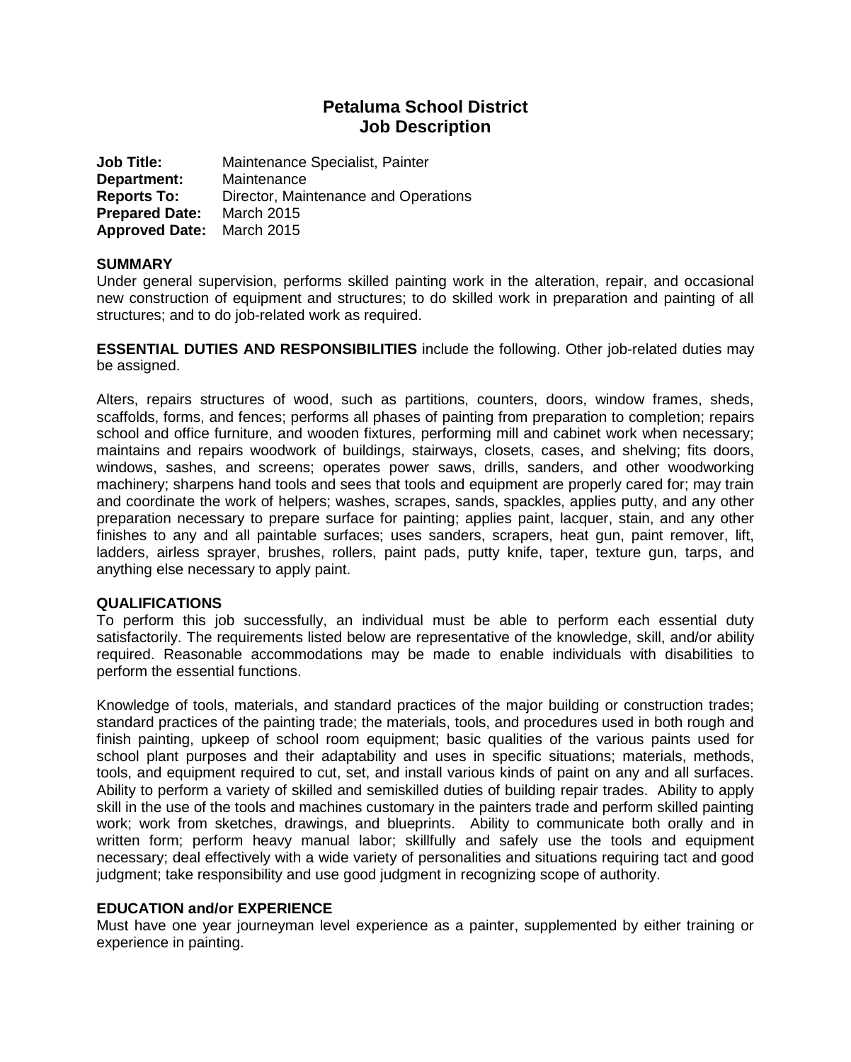# Petaluma School District
## Job Description

**Job Title:** Maintenance Specialist, Painter
**Department:** Maintenance
**Reports To:** Director, Maintenance and Operations
**Prepared Date:** March 2015
**Approved Date:** March 2015

**SUMMARY**
Under general supervision, performs skilled painting work in the alteration, repair, and occasional new construction of equipment and structures; to do skilled work in preparation and painting of all structures; and to do job-related work as required.

**ESSENTIAL DUTIES AND RESPONSIBILITIES** include the following. Other job-related duties may be assigned.

Alters, repairs structures of wood, such as partitions, counters, doors, window frames, sheds, scaffolds, forms, and fences; performs all phases of painting from preparation to completion; repairs school and office furniture, and wooden fixtures, performing mill and cabinet work when necessary; maintains and repairs woodwork of buildings, stairways, closets, cases, and shelving; fits doors, windows, sashes, and screens; operates power saws, drills, sanders, and other woodworking machinery; sharpens hand tools and sees that tools and equipment are properly cared for; may train and coordinate the work of helpers; washes, scrapes, sands, spackles, applies putty, and any other preparation necessary to prepare surface for painting; applies paint, lacquer, stain, and any other finishes to any and all paintable surfaces; uses sanders, scrapers, heat gun, paint remover, lift, ladders, airless sprayer, brushes, rollers, paint pads, putty knife, taper, texture gun, tarps, and anything else necessary to apply paint.

**QUALIFICATIONS**
To perform this job successfully, an individual must be able to perform each essential duty satisfactorily. The requirements listed below are representative of the knowledge, skill, and/or ability required. Reasonable accommodations may be made to enable individuals with disabilities to perform the essential functions.

Knowledge of tools, materials, and standard practices of the major building or construction trades; standard practices of the painting trade; the materials, tools, and procedures used in both rough and finish painting, upkeep of school room equipment; basic qualities of the various paints used for school plant purposes and their adaptability and uses in specific situations; materials, methods, tools, and equipment required to cut, set, and install various kinds of paint on any and all surfaces. Ability to perform a variety of skilled and semiskilled duties of building repair trades. Ability to apply skill in the use of the tools and machines customary in the painters trade and perform skilled painting work; work from sketches, drawings, and blueprints. Ability to communicate both orally and in written form; perform heavy manual labor; skillfully and safely use the tools and equipment necessary; deal effectively with a wide variety of personalities and situations requiring tact and good judgment; take responsibility and use good judgment in recognizing scope of authority.

**EDUCATION and/or EXPERIENCE**
Must have one year journeyman level experience as a painter, supplemented by either training or experience in painting.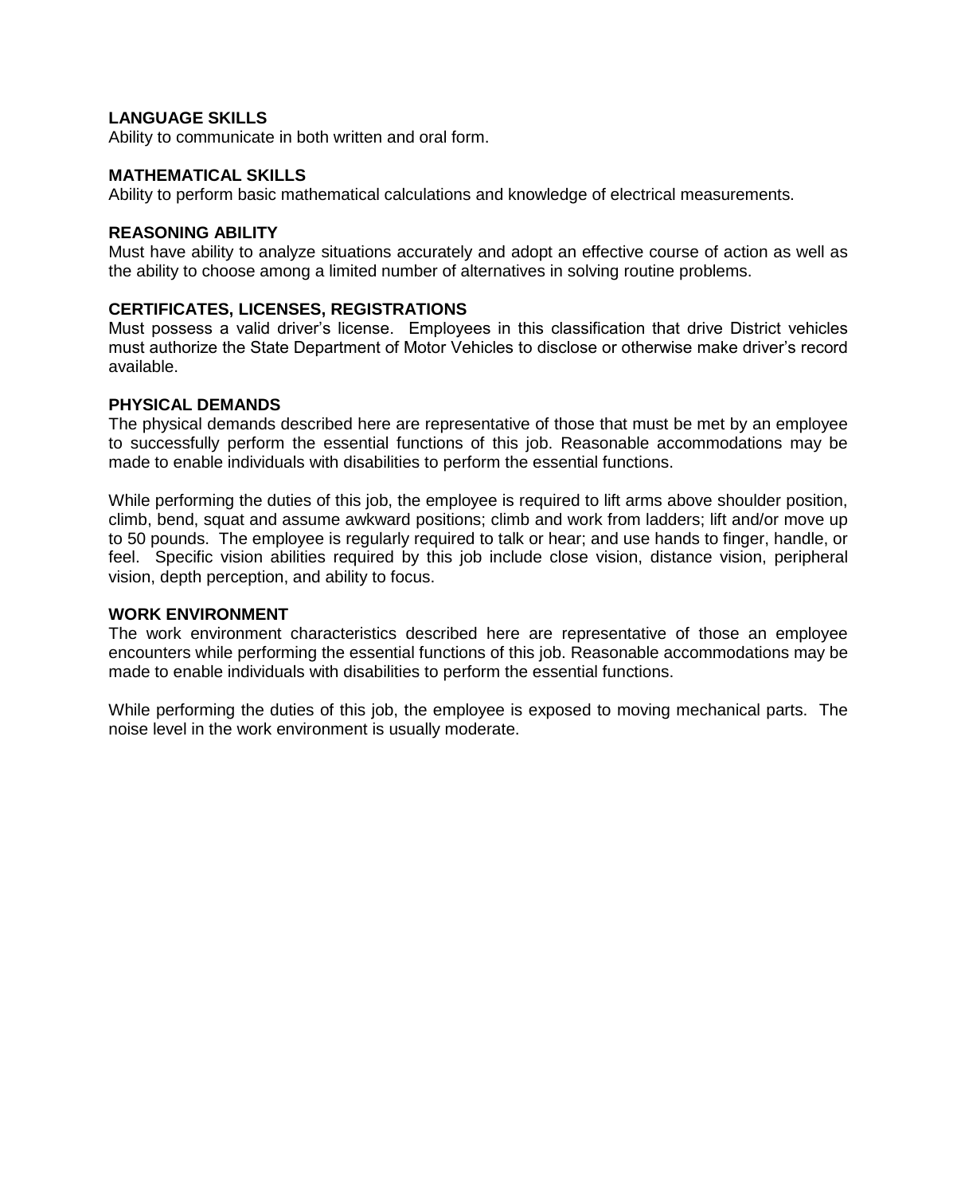**LANGUAGE SKILLS**
Ability to communicate in both written and oral form.

**MATHEMATICAL SKILLS**
Ability to perform basic mathematical calculations and knowledge of electrical measurements.

**REASONING ABILITY**
Must have ability to analyze situations accurately and adopt an effective course of action as well as the ability to choose among a limited number of alternatives in solving routine problems.

**CERTIFICATES, LICENSES, REGISTRATIONS**
Must possess a valid driver's license. Employees in this classification that drive District vehicles must authorize the State Department of Motor Vehicles to disclose or otherwise make driver's record available.

**PHYSICAL DEMANDS**
The physical demands described here are representative of those that must be met by an employee to successfully perform the essential functions of this job. Reasonable accommodations may be made to enable individuals with disabilities to perform the essential functions.

While performing the duties of this job, the employee is required to lift arms above shoulder position, climb, bend, squat and assume awkward positions; climb and work from ladders; lift and/or move up to 50 pounds. The employee is regularly required to talk or hear; and use hands to finger, handle, or feel. Specific vision abilities required by this job include close vision, distance vision, peripheral vision, depth perception, and ability to focus.

**WORK ENVIRONMENT**
The work environment characteristics described here are representative of those an employee encounters while performing the essential functions of this job. Reasonable accommodations may be made to enable individuals with disabilities to perform the essential functions.

While performing the duties of this job, the employee is exposed to moving mechanical parts. The noise level in the work environment is usually moderate.